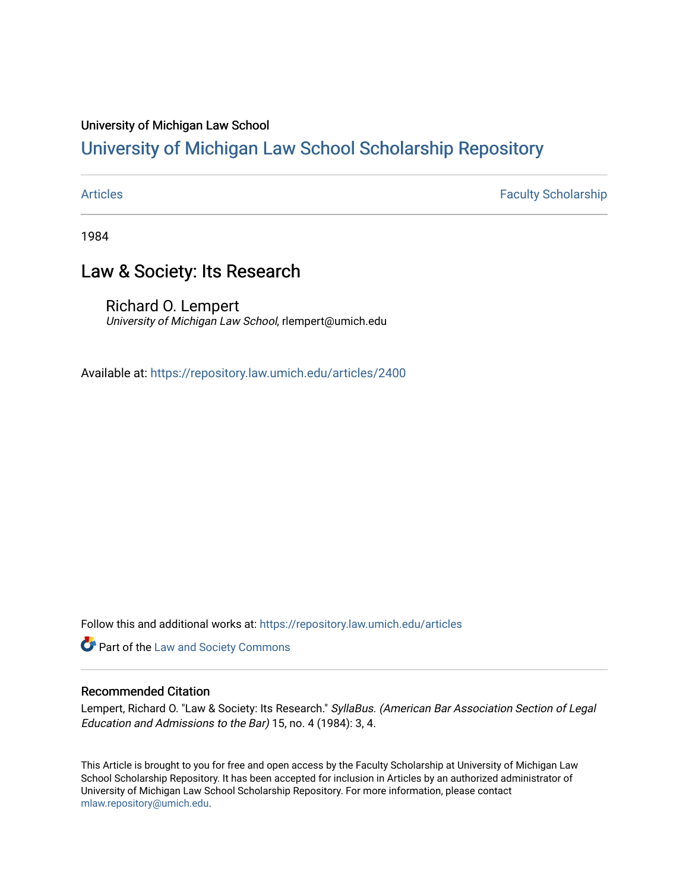University of Michigan Law School

# University of Michigan Law School Scholarship Repository

Articles | Faculty Scholarship

1984

## Law & Society: Its Research

Richard O. Lempert
*University of Michigan Law School*, rlempert@umich.edu

Available at: https://repository.law.umich.edu/articles/2400

Follow this and additional works at: https://repository.law.umich.edu/articles

Part of the Law and Society Commons

### Recommended Citation

Lempert, Richard O. "Law & Society: Its Research." *SyllaBus. (American Bar Association Section of Legal Education and Admissions to the Bar)* 15, no. 4 (1984): 3, 4.

This Article is brought to you for free and open access by the Faculty Scholarship at University of Michigan Law School Scholarship Repository. It has been accepted for inclusion in Articles by an authorized administrator of University of Michigan Law School Scholarship Repository. For more information, please contact mlaw.repository@umich.edu.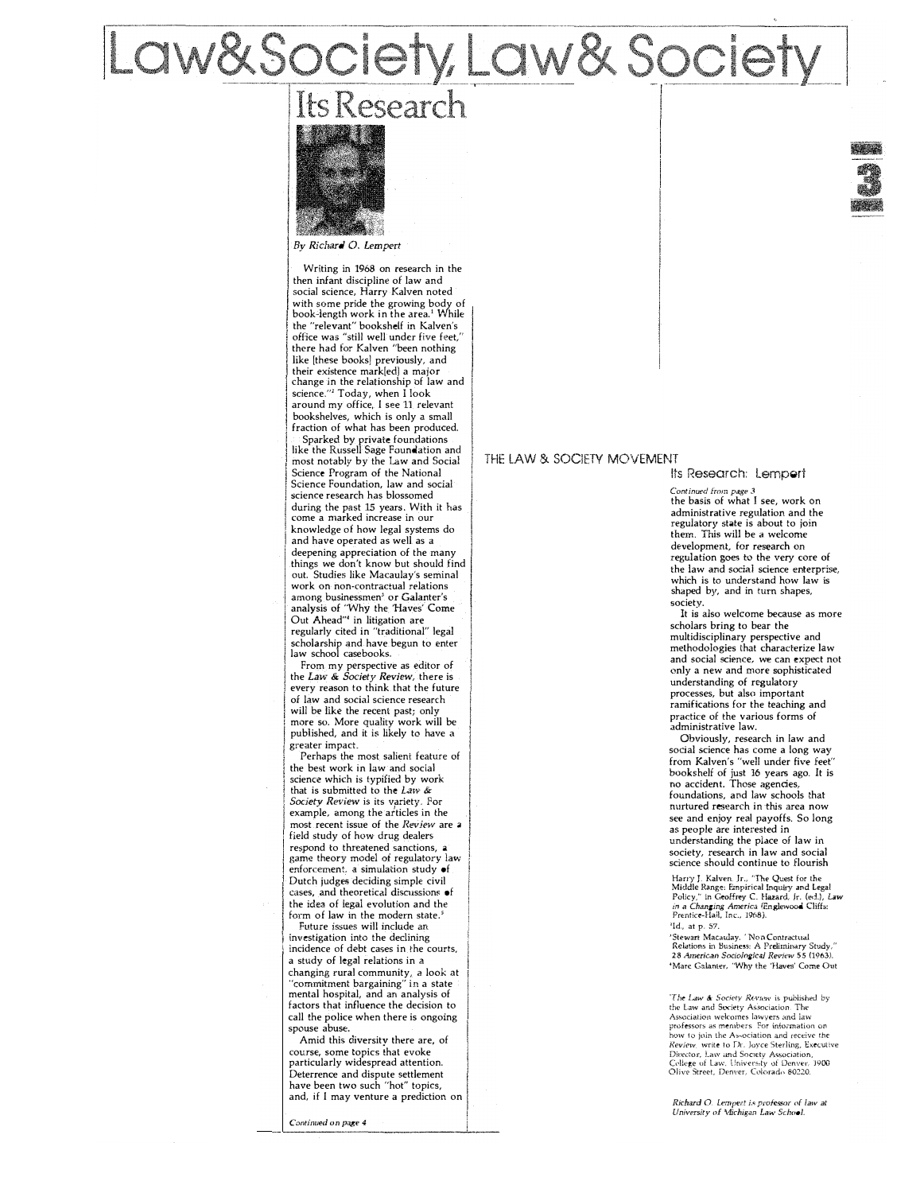# Law&Society, Law&Society

## Its Research

*By Richard O. Lempert*

Writing in 1968 on research in the then infant discipline of law and social science, Harry Kalven noted with some pride the growing body of book-length work in the area.[1] While the "relevant" bookshelf in Kalven's office was "still well under five feet," there had for Kalven "been nothing like [these books] previously, and their existence mark[ed] a major change in the relationship of law and science."[2] Today, when I look around my office, I see 11 relevant bookshelves, which is only a small fraction of what has been produced.

Sparked by private foundations like the Russell Sage Foundation and most notably by the Law and Social Science Program of the National Science Foundation, law and social science research has blossomed during the past 15 years. With it has come a marked increase in our knowledge of how legal systems do and have operated as well as a deepening appreciation of the many things we don't know but should find out. Studies like Macaulay's seminal work on non-contractual relations among businessmen[3] or Galanter's analysis of "Why the 'Haves' Come Out Ahead"[4] in litigation are regularly cited in "traditional" legal scholarship and have begun to enter law school casebooks.

From my perspective as editor of the *Law & Society Review*, there is every reason to think that the future of law and social science research will be like the recent past; only more so. More quality work will be published, and it is likely to have a greater impact.

Perhaps the most salient feature of the best work in law and social science which is typified by work that is submitted to the *Law & Society Review* is its variety. For example, among the articles in the most recent issue of the *Review* are a field study of how drug dealers respond to threatened sanctions, a game theory model of regulatory law enforcement, a simulation study of Dutch judges deciding simple civil cases, and theoretical discussions of the idea of legal evolution and the form of law in the modern state.[5]

Future issues will include an investigation into the declining incidence of debt cases in the courts, a study of legal relations in a changing rural community, a look at "commitment bargaining" in a state mental hospital, and an analysis of factors that influence the decision to call the police when there is ongoing spouse abuse.

Amid this diversity there are, of course, some topics that evoke particularly widespread attention. Deterrence and dispute settlement have been two such "hot" topics, and, if I may venture a prediction on

*Continued on page 4*

---

THE LAW & SOCIETY MOVEMENT

### Its Research: Lempert

*Continued from page 3*

the basis of what I see, work on administrative regulation and the regulatory state is about to join them. This will be a welcome development, for research on regulation goes to the very core of the law and social science enterprise, which is to understand how law is shaped by, and in turn shapes, society.

It is also welcome because as more scholars bring to bear the multidisciplinary perspective and methodologies that characterize law and social science, we can expect not only a new and more sophisticated understanding of regulatory processes, but also important ramifications for the teaching and practice of the various forms of administrative law.

Obviously, research in law and social science has come a long way from Kalven's "well under five feet" bookshelf of just 16 years ago. It is no accident. Those agencies, foundations, and law schools that nurtured research in this area now see and enjoy real payoffs. So long as people are interested in understanding the place of law in society, research in law and social science should continue to flourish

[1] Harry J. Kalven, Jr., "The Quest for the Middle Range: Empirical Inquiry and Legal Policy," in Geoffrey C. Hazard, Jr. (ed.), *Law in a Changing America* (Englewood Cliffs: Prentice-Hall, Inc., 1968).

[2] Id., at p. 57.

[3] Stewart Macaulay, "Non-Contractual Relations in Business: A Preliminary Study," 28 *American Sociological Review* 55 (1963).

[4] Marc Galanter, "Why the 'Haves' Come Out

*The Law & Society Review* is published by the Law and Society Association. The Association welcomes lawyers and law professors as members. For information on how to join the Association and receive the *Review*, write to Dr. Joyce Sterling, Executive Director, Law and Society Association, College of Law, University of Denver, 1900 Olive Street, Denver, Colorado 80220.

*Richard O. Lempert is professor of law at University of Michigan Law School.*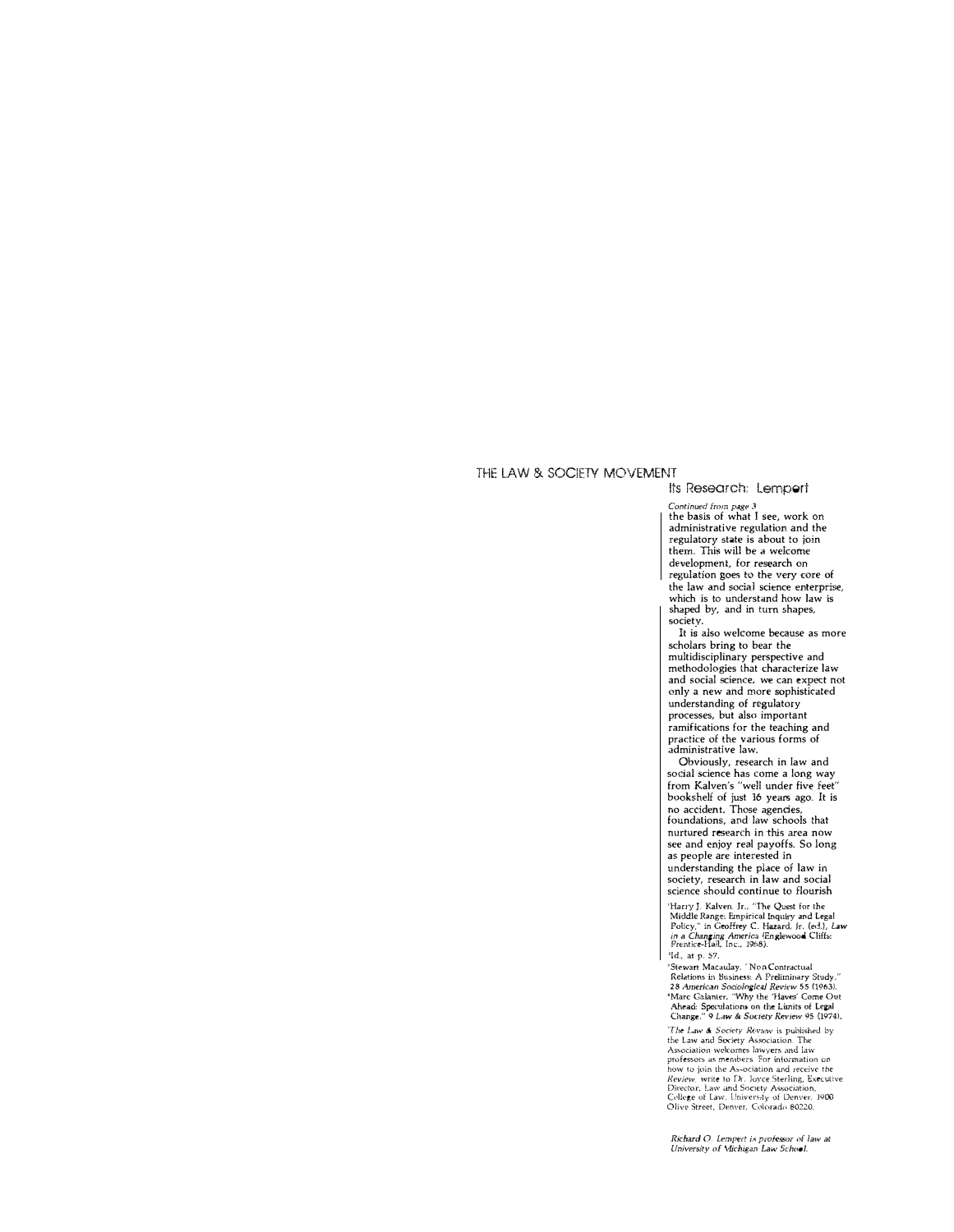## THE LAW & SOCIETY MOVEMENT

### Its Research: Lempert

*Continued from page 3*

the basis of what I see, work on administrative regulation and the regulatory state is about to join them. This will be a welcome development, for research on regulation goes to the very core of the law and social science enterprise, which is to understand how law is shaped by, and in turn shapes, society.

It is also welcome because as more scholars bring to bear the multidisciplinary perspective and methodologies that characterize law and social science, we can expect not only a new and more sophisticated understanding of regulatory processes, but also important ramifications for the teaching and practice of the various forms of administrative law.

Obviously, research in law and social science has come a long way from Kalven's "well under five feet" bookshelf of just 16 years ago. It is no accident. Those agencies, foundations, and law schools that nurtured research in this area now see and enjoy real payoffs. So long as people are interested in understanding the place of law in society, research in law and social science should continue to flourish

[1]Harry J. Kalven, Jr., "The Quest for the Middle Range: Empirical Inquiry and Legal Policy," in Geoffrey C. Hazard, Jr. (ed.), *Law in a Changing America* (Englewood Cliffs: Prentice-Hall, Inc., 1968).

[2]Id., at p. 57.

[3]Stewart Macaulay, "Non-Contractual Relations in Business: A Preliminary Study," 28 *American Sociological Review* 55 (1963).

[4]Marc Galanter, "Why the 'Haves' Come Out Ahead: Speculations on the Limits of Legal Change," 9 *Law & Society Review* 95 (1974).

[5]*The Law & Society Review* is published by the Law and Society Association. The Association welcomes lawyers and law professors as members. For information on how to join the Association and receive the *Review*, write to Dr. Joyce Sterling, Executive Director, Law and Society Association, College of Law, University of Denver, 1900 Olive Street, Denver, Colorado 80220.

*Richard O. Lempert is professor of law at University of Michigan Law School.*